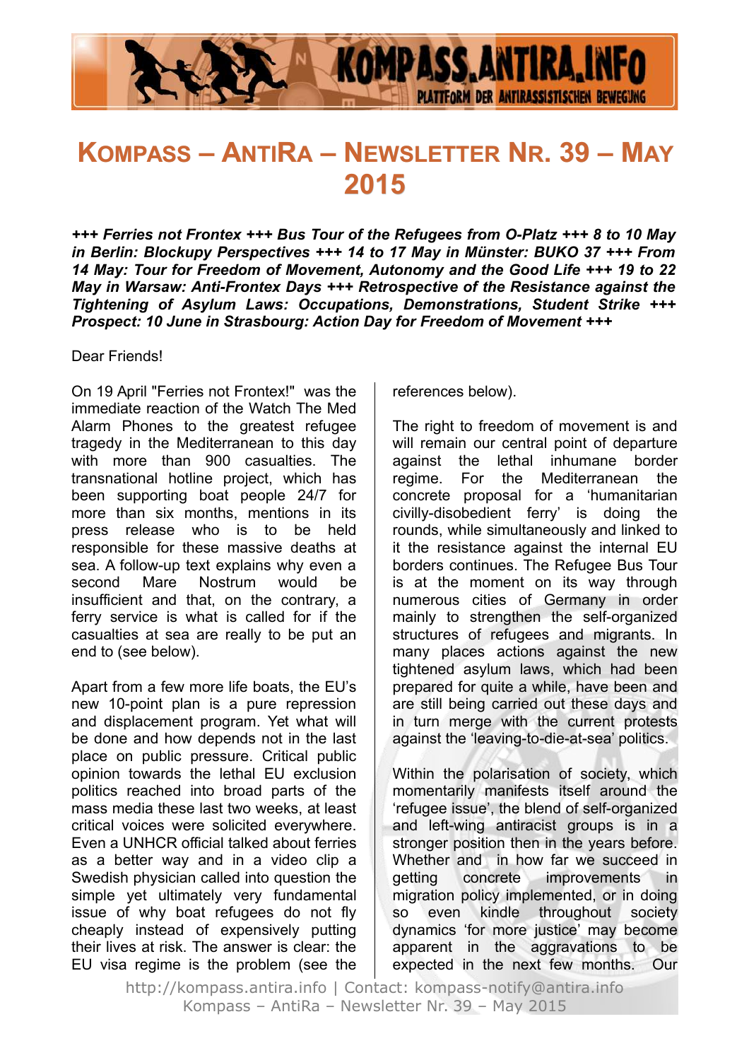# Kompass – AntiRa – Newsletter Nr. 39 – May 2015

***+++ Ferries not Frontex +++ Bus Tour of the Refugees from O-Platz +++ 8 to 10 May in Berlin: Blockupy Perspectives +++ 14 to 17 May in Münster: BUKO 37 +++ From 14 May: Tour for Freedom of Movement, Autonomy and the Good Life +++ 19 to 22 May in Warsaw: Anti-Frontex Days +++ Retrospective of the Resistance against the Tightening of Asylum Laws: Occupations, Demonstrations, Student Strike +++ Prospect: 10 June in Strasbourg: Action Day for Freedom of Movement +++***

Dear Friends!

On 19 April "Ferries not Frontex!" was the immediate reaction of the Watch The Med Alarm Phones to the greatest refugee tragedy in the Mediterranean to this day with more than 900 casualties. The transnational hotline project, which has been supporting boat people 24/7 for more than six months, mentions in its press release who is to be held responsible for these massive deaths at sea. A follow-up text explains why even a second Mare Nostrum would be insufficient and that, on the contrary, a ferry service is what is called for if the casualties at sea are really to be put an end to (see below).

Apart from a few more life boats, the EU's new 10-point plan is a pure repression and displacement program. Yet what will be done and how depends not in the last place on public pressure. Critical public opinion towards the lethal EU exclusion politics reached into broad parts of the mass media these last two weeks, at least critical voices were solicited everywhere. Even a UNHCR official talked about ferries as a better way and in a video clip a Swedish physician called into question the simple yet ultimately very fundamental issue of why boat refugees do not fly cheaply instead of expensively putting their lives at risk. The answer is clear: the EU visa regime is the problem (see the references below).

The right to freedom of movement is and will remain our central point of departure against the lethal inhumane border regime. For the Mediterranean the concrete proposal for a 'humanitarian civilly-disobedient ferry' is doing the rounds, while simultaneously and linked to it the resistance against the internal EU borders continues. The Refugee Bus Tour is at the moment on its way through numerous cities of Germany in order mainly to strengthen the self-organized structures of refugees and migrants. In many places actions against the new tightened asylum laws, which had been prepared for quite a while, have been and are still being carried out these days and in turn merge with the current protests against the 'leaving-to-die-at-sea' politics.

Within the polarisation of society, which momentarily manifests itself around the 'refugee issue', the blend of self-organized and left-wing antiracist groups is in a stronger position then in the years before. Whether and in how far we succeed in getting concrete improvements in migration policy implemented, or in doing so even kindle throughout society dynamics 'for more justice' may become apparent in the aggravations to be expected in the next few months. Our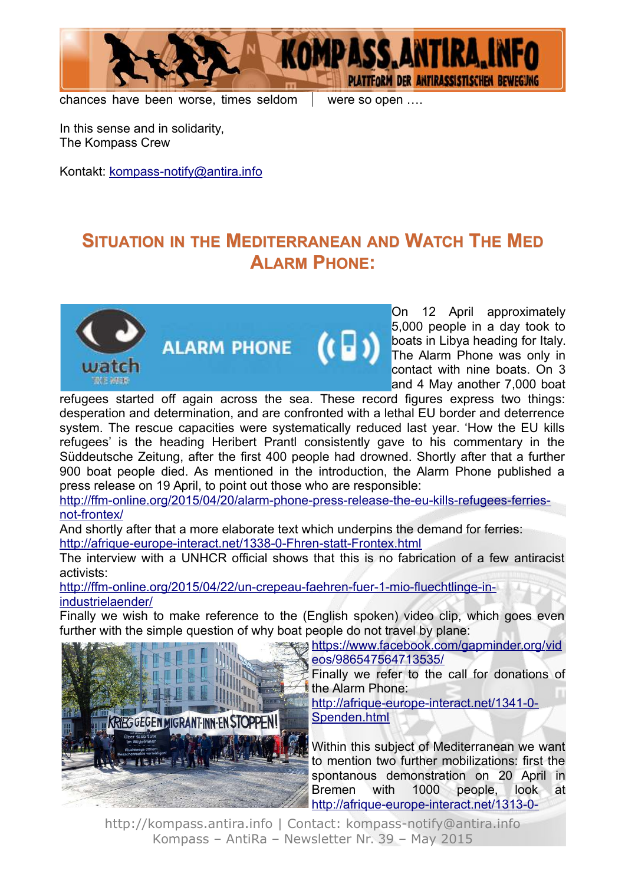chances have been worse, times seldom were so open ….

In this sense and in solidarity,
The Kompass Crew

Kontakt: kompass-notify@antira.info

## Situation in the Mediterranean and Watch The Med Alarm Phone:

On 12 April approximately 5,000 people in a day took to boats in Libya heading for Italy. The Alarm Phone was only in contact with nine boats. On 3 and 4 May another 7,000 boat refugees started off again across the sea. These record figures express two things: desperation and determination, and are confronted with a lethal EU border and deterrence system. The rescue capacities were systematically reduced last year. 'How the EU kills refugees' is the heading Heribert Prantl consistently gave to his commentary in the Süddeutsche Zeitung, after the first 400 people had drowned. Shortly after that a further 900 boat people died. As mentioned in the introduction, the Alarm Phone published a press release on 19 April, to point out those who are responsible:
http://ffm-online.org/2015/04/20/alarm-phone-press-release-the-eu-kills-refugees-ferries-not-frontex/

And shortly after that a more elaborate text which underpins the demand for ferries:
http://afrique-europe-interact.net/1338-0-Fhren-statt-Frontex.html

The interview with a UNHCR official shows that this is no fabrication of a few antiracist activists:
http://ffm-online.org/2015/04/22/un-crepeau-faehren-fuer-1-mio-fluechtlinge-in-industrielaender/

Finally we wish to make reference to the (English spoken) video clip, which goes even further with the simple question of why boat people do not travel by plane:
https://www.facebook.com/gapminder.org/videos/986547564713535/

Finally we refer to the call for donations of the Alarm Phone:
http://afrique-europe-interact.net/1341-0-Spenden.html

Within this subject of Mediterranean we want to mention two further mobilizations: first the spontanous demonstration on 20 April in Bremen with 1000 people, look at http://afrique-europe-interact.net/1313-0-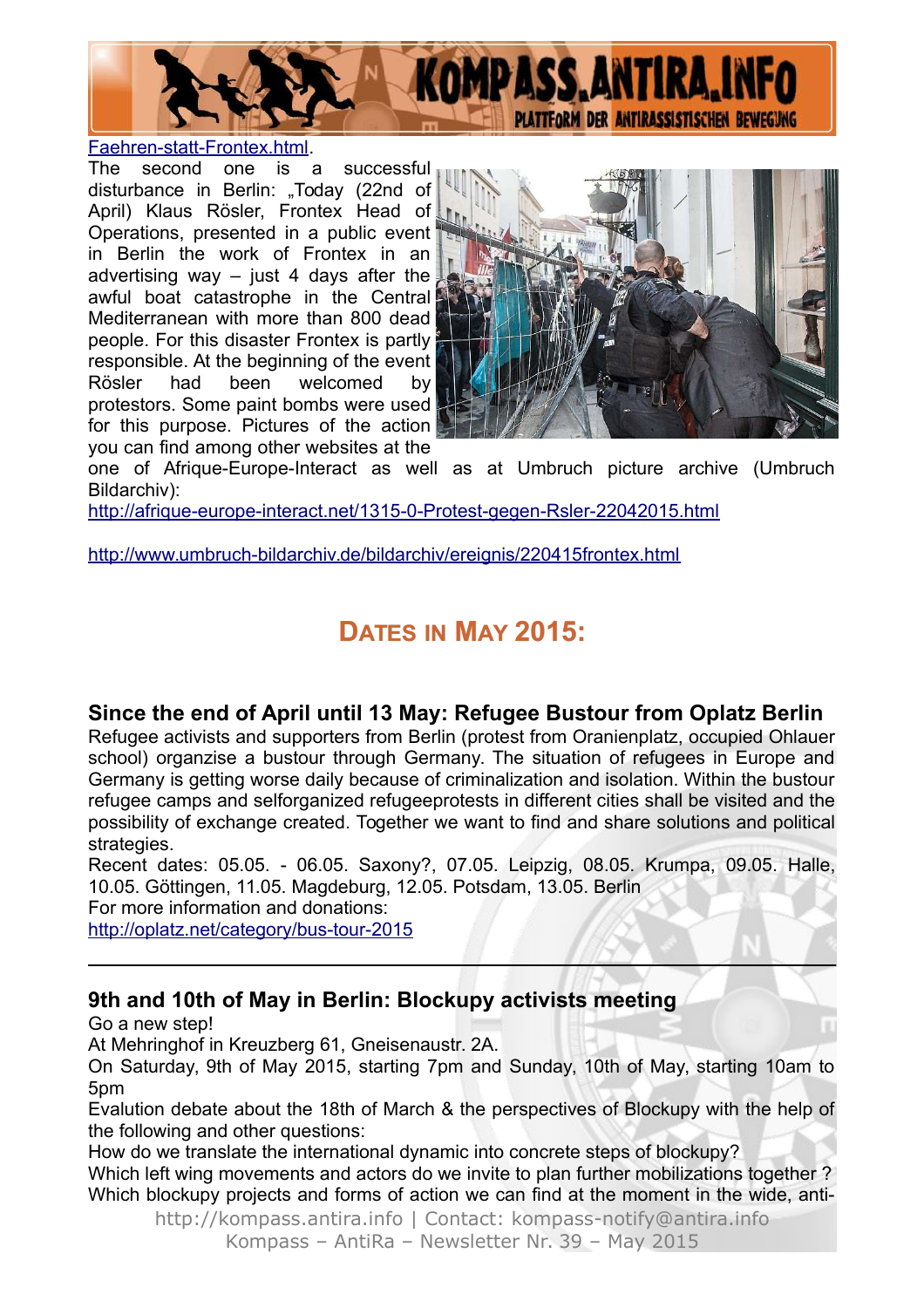Faehren-statt-Frontex.html.

The second one is a successful disturbance in Berlin: „Today (22nd of April) Klaus Rösler, Frontex Head of Operations, presented in a public event in Berlin the work of Frontex in an advertising way – just 4 days after the awful boat catastrophe in the Central Mediterranean with more than 800 dead people. For this disaster Frontex is partly responsible. At the beginning of the event Rösler had been welcomed by protestors. Some paint bombs were used for this purpose. Pictures of the action you can find among other websites at the one of Afrique-Europe-Interact as well as at Umbruch picture archive (Umbruch Bildarchiv):

http://afrique-europe-interact.net/1315-0-Protest-gegen-Rsler-22042015.html

http://www.umbruch-bildarchiv.de/bildarchiv/ereignis/220415frontex.html

## Dates in May 2015:

### Since the end of April until 13 May: Refugee Bustour from Oplatz Berlin

Refugee activists and supporters from Berlin (protest from Oranienplatz, occupied Ohlauer school) organzise a bustour through Germany. The situation of refugees in Europe and Germany is getting worse daily because of criminalization and isolation. Within the bustour refugee camps and selforganized refugeeprotests in different cities shall be visited and the possibility of exchange created. Together we want to find and share solutions and political strategies.

Recent dates: 05.05. - 06.05. Saxony?, 07.05. Leipzig, 08.05. Krumpa, 09.05. Halle, 10.05. Göttingen, 11.05. Magdeburg, 12.05. Potsdam, 13.05. Berlin

For more information and donations:

http://oplatz.net/category/bus-tour-2015

---

### 9th and 10th of May in Berlin: Blockupy activists meeting

Go a new step!

At Mehringhof in Kreuzberg 61, Gneisenaustr. 2A.

On Saturday, 9th of May 2015, starting 7pm and Sunday, 10th of May, starting 10am to 5pm

Evalution debate about the 18th of March & the perspectives of Blockupy with the help of the following and other questions:

How do we translate the international dynamic into concrete steps of blockupy?

Which left wing movements and actors do we invite to plan further mobilizations together ?

Which blockupy projects and forms of action we can find at the moment in the wide, anti-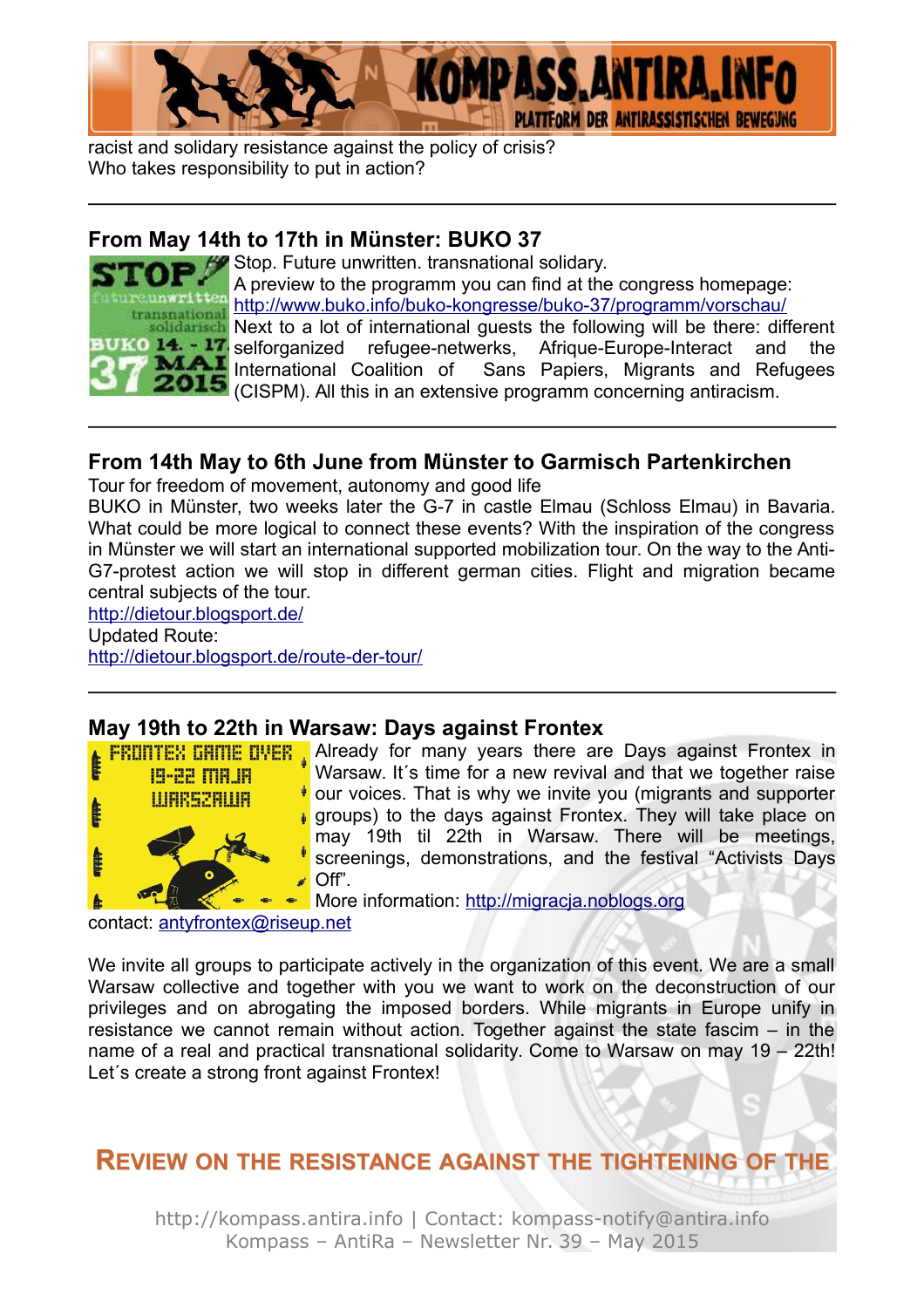racist and solidary resistance against the policy of crisis?
Who takes responsibility to put in action?

---

## From May 14th to 17th in Münster: BUKO 37

Stop. Future unwritten. transnational solidary.
A preview to the programm you can find at the congress homepage: http://www.buko.info/buko-kongresse/buko-37/programm/vorschau/
Next to a lot of international guests the following will be there: different selforganized refugee-netwerks, Afrique-Europe-Interact and the International Coalition of Sans Papiers, Migrants and Refugees (CISPM). All this in an extensive programm concerning antiracism.

---

## From 14th May to 6th June from Münster to Garmisch Partenkirchen

Tour for freedom of movement, autonomy and good life
BUKO in Münster, two weeks later the G-7 in castle Elmau (Schloss Elmau) in Bavaria. What could be more logical to connect these events? With the inspiration of the congress in Münster we will start an international supported mobilization tour. On the way to the Anti-G7-protest action we will stop in different german cities. Flight and migration became central subjects of the tour.
http://dietour.blogsport.de/
Updated Route:
http://dietour.blogsport.de/route-der-tour/

---

## May 19th to 22th in Warsaw: Days against Frontex

Already for many years there are Days against Frontex in Warsaw. It´s time for a new revival and that we together raise our voices. That is why we invite you (migrants and supporter groups) to the days against Frontex. They will take place on may 19th til 22th in Warsaw. There will be meetings, screenings, demonstrations, and the festival "Activists Days Off".
More information: http://migracja.noblogs.org
contact: antyfrontex@riseup.net

We invite all groups to participate actively in the organization of this event. We are a small Warsaw collective and together with you we want to work on the deconstruction of our privileges and on abrogating the imposed borders. While migrants in Europe unify in resistance we cannot remain without action. Together against the state fascim – in the name of a real and practical transnational solidarity. Come to Warsaw on may 19 – 22th! Let´s create a strong front against Frontex!

# Review on the resistance against the tightening of the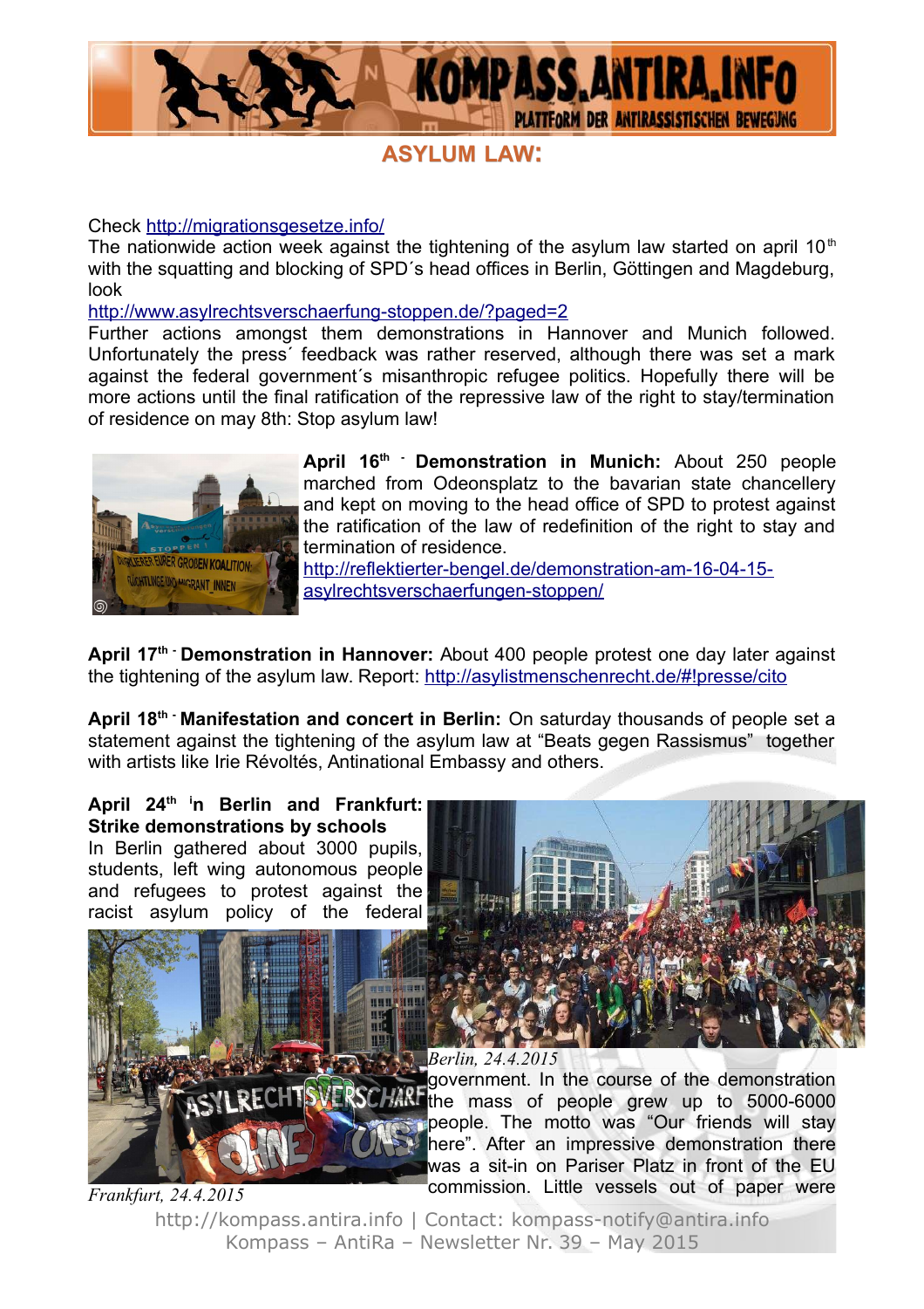## ASYLUM LAW:

Check http://migrationsgesetze.info/

The nationwide action week against the tightening of the asylum law started on april 10th with the squatting and blocking of SPD´s head offices in Berlin, Göttingen and Magdeburg, look

http://www.asylrechtsverschaerfung-stoppen.de/?paged=2

Further actions amongst them demonstrations in Hannover and Munich followed. Unfortunately the press´ feedback was rather reserved, although there was set a mark against the federal government´s misanthropic refugee politics. Hopefully there will be more actions until the final ratification of the repressive law of the right to stay/termination of residence on may 8th: Stop asylum law!

**April 16th - Demonstration in Munich:** About 250 people marched from Odeonsplatz to the bavarian state chancellery and kept on moving to the head office of SPD to protest against the ratification of the law of redefinition of the right to stay and termination of residence.
http://reflektierter-bengel.de/demonstration-am-16-04-15-asylrechtsverschaerfungen-stoppen/

**April 17th - Demonstration in Hannover:** About 400 people protest one day later against the tightening of the asylum law. Report: http://asylistmenschenrecht.de/#!presse/cito

**April 18th - Manifestation and concert in Berlin:** On saturday thousands of people set a statement against the tightening of the asylum law at "Beats gegen Rassismus" together with artists like Irie Révoltés, Antinational Embassy and others.

**April 24th in Berlin and Frankfurt: Strike demonstrations by schools**

In Berlin gathered about 3000 pupils, students, left wing autonomous people and refugees to protest against the racist asylum policy of the federal government. In the course of the demonstration the mass of people grew up to 5000-6000 people. The motto was "Our friends will stay here". After an impressive demonstration there was a sit-in on Pariser Platz in front of the EU commission. Little vessels out of paper were

*Berlin, 24.4.2015*

*Frankfurt, 24.4.2015*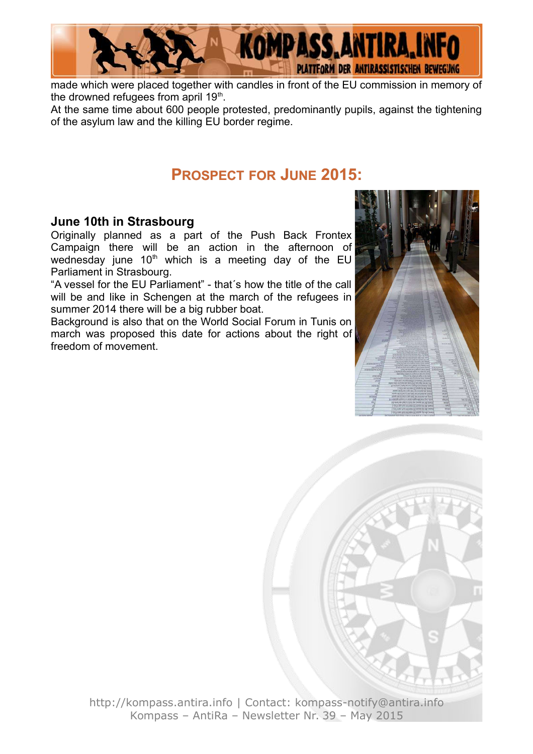made which were placed together with candles in front of the EU commission in memory of the drowned refugees from april 19th.

At the same time about 600 people protested, predominantly pupils, against the tightening of the asylum law and the killing EU border regime.

## Prospect for June 2015:

### June 10th in Strasbourg

Originally planned as a part of the Push Back Frontex Campaign there will be an action in the afternoon of wednesday june 10th which is a meeting day of the EU Parliament in Strasbourg.

“A vessel for the EU Parliament” - that´s how the title of the call will be and like in Schengen at the march of the refugees in summer 2014 there will be a big rubber boat.

Background is also that on the World Social Forum in Tunis on march was proposed this date for actions about the right of freedom of movement.